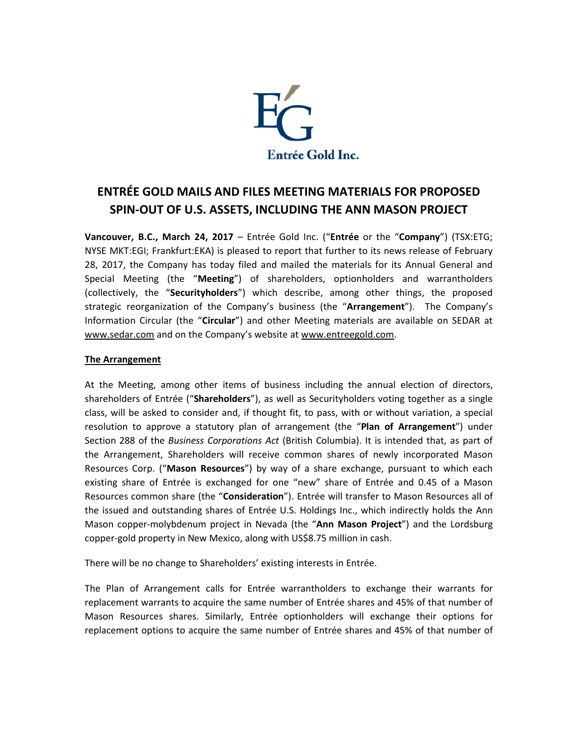Entrée Gold Inc.

# ENTRÉE GOLD MAILS AND FILES MEETING MATERIALS FOR PROPOSED SPIN-OUT OF U.S. ASSETS, INCLUDING THE ANN MASON PROJECT

**Vancouver, B.C., March 24, 2017** – Entrée Gold Inc. ("**Entrée** or the "**Company**") (TSX:ETG; NYSE MKT:EGI; Frankfurt:EKA) is pleased to report that further to its news release of February 28, 2017, the Company has today filed and mailed the materials for its Annual General and Special Meeting (the "**Meeting**") of shareholders, optionholders and warrantholders (collectively, the "**Securityholders**") which describe, among other things, the proposed strategic reorganization of the Company's business (the "**Arrangement**"). The Company's Information Circular (the "**Circular**") and other Meeting materials are available on SEDAR at www.sedar.com and on the Company's website at www.entreegold.com.

## The Arrangement

At the Meeting, among other items of business including the annual election of directors, shareholders of Entrée ("**Shareholders**"), as well as Securityholders voting together as a single class, will be asked to consider and, if thought fit, to pass, with or without variation, a special resolution to approve a statutory plan of arrangement (the "**Plan of Arrangement**") under Section 288 of the *Business Corporations Act* (British Columbia). It is intended that, as part of the Arrangement, Shareholders will receive common shares of newly incorporated Mason Resources Corp. ("**Mason Resources**") by way of a share exchange, pursuant to which each existing share of Entrée is exchanged for one "new" share of Entrée and 0.45 of a Mason Resources common share (the "**Consideration**"). Entrée will transfer to Mason Resources all of the issued and outstanding shares of Entrée U.S. Holdings Inc., which indirectly holds the Ann Mason copper-molybdenum project in Nevada (the "**Ann Mason Project**") and the Lordsburg copper-gold property in New Mexico, along with US$8.75 million in cash.

There will be no change to Shareholders' existing interests in Entrée.

The Plan of Arrangement calls for Entrée warrantholders to exchange their warrants for replacement warrants to acquire the same number of Entrée shares and 45% of that number of Mason Resources shares. Similarly, Entrée optionholders will exchange their options for replacement options to acquire the same number of Entrée shares and 45% of that number of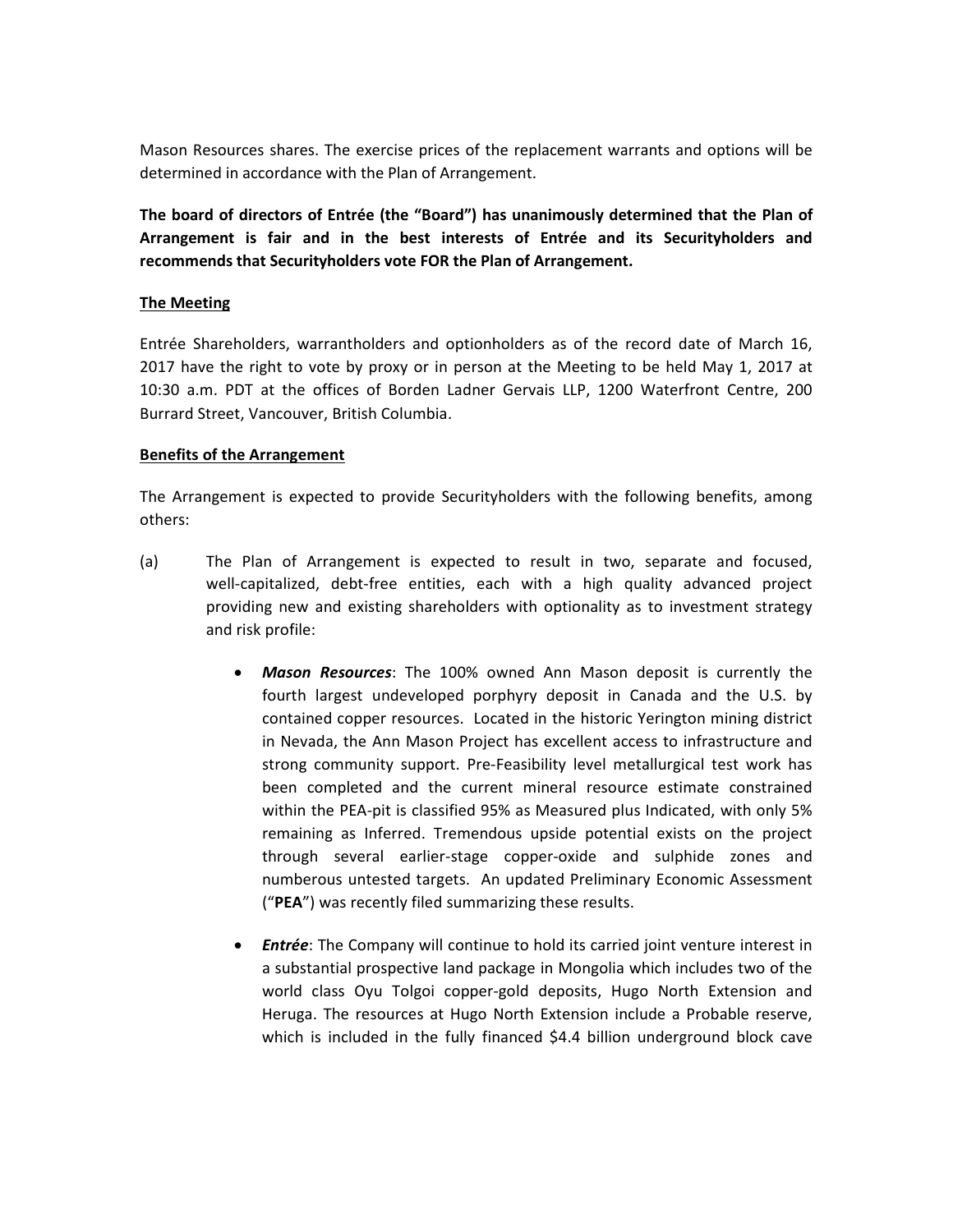Mason Resources shares. The exercise prices of the replacement warrants and options will be determined in accordance with the Plan of Arrangement.

**The board of directors of Entrée (the "Board") has unanimously determined that the Plan of Arrangement is fair and in the best interests of Entrée and its Securityholders and recommends that Securityholders vote FOR the Plan of Arrangement.**

**The Meeting**

Entrée Shareholders, warrantholders and optionholders as of the record date of March 16, 2017 have the right to vote by proxy or in person at the Meeting to be held May 1, 2017 at 10:30 a.m. PDT at the offices of Borden Ladner Gervais LLP, 1200 Waterfront Centre, 200 Burrard Street, Vancouver, British Columbia.

**Benefits of the Arrangement**

The Arrangement is expected to provide Securityholders with the following benefits, among others:

(a) The Plan of Arrangement is expected to result in two, separate and focused, well-capitalized, debt-free entities, each with a high quality advanced project providing new and existing shareholders with optionality as to investment strategy and risk profile:

- ***Mason Resources***: The 100% owned Ann Mason deposit is currently the fourth largest undeveloped porphyry deposit in Canada and the U.S. by contained copper resources. Located in the historic Yerington mining district in Nevada, the Ann Mason Project has excellent access to infrastructure and strong community support. Pre-Feasibility level metallurgical test work has been completed and the current mineral resource estimate constrained within the PEA-pit is classified 95% as Measured plus Indicated, with only 5% remaining as Inferred. Tremendous upside potential exists on the project through several earlier-stage copper-oxide and sulphide zones and numberous untested targets. An updated Preliminary Economic Assessment ("**PEA**") was recently filed summarizing these results.

- ***Entrée***: The Company will continue to hold its carried joint venture interest in a substantial prospective land package in Mongolia which includes two of the world class Oyu Tolgoi copper-gold deposits, Hugo North Extension and Heruga. The resources at Hugo North Extension include a Probable reserve, which is included in the fully financed $4.4 billion underground block cave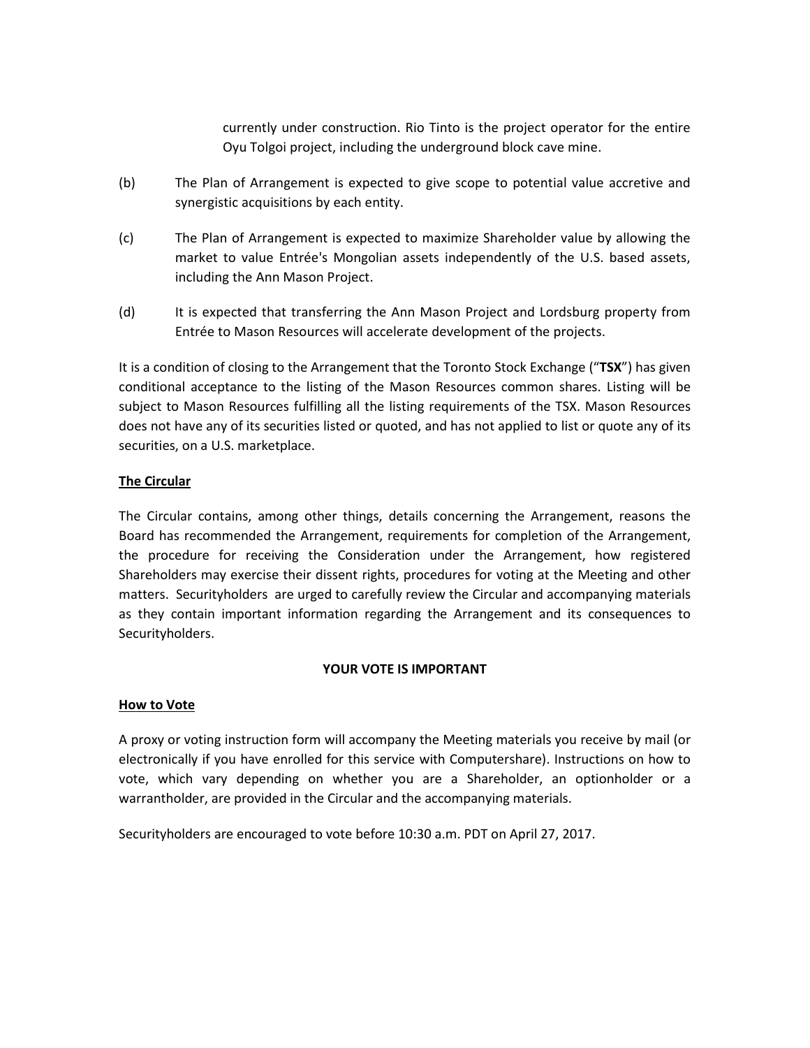currently under construction. Rio Tinto is the project operator for the entire Oyu Tolgoi project, including the underground block cave mine.

(b) The Plan of Arrangement is expected to give scope to potential value accretive and synergistic acquisitions by each entity.

(c) The Plan of Arrangement is expected to maximize Shareholder value by allowing the market to value Entrée's Mongolian assets independently of the U.S. based assets, including the Ann Mason Project.

(d) It is expected that transferring the Ann Mason Project and Lordsburg property from Entrée to Mason Resources will accelerate development of the projects.

It is a condition of closing to the Arrangement that the Toronto Stock Exchange ("**TSX**") has given conditional acceptance to the listing of the Mason Resources common shares. Listing will be subject to Mason Resources fulfilling all the listing requirements of the TSX. Mason Resources does not have any of its securities listed or quoted, and has not applied to list or quote any of its securities, on a U.S. marketplace.

**<u>The Circular</u>**

The Circular contains, among other things, details concerning the Arrangement, reasons the Board has recommended the Arrangement, requirements for completion of the Arrangement, the procedure for receiving the Consideration under the Arrangement, how registered Shareholders may exercise their dissent rights, procedures for voting at the Meeting and other matters. Securityholders are urged to carefully review the Circular and accompanying materials as they contain important information regarding the Arrangement and its consequences to Securityholders.

**YOUR VOTE IS IMPORTANT**

**<u>How to Vote</u>**

A proxy or voting instruction form will accompany the Meeting materials you receive by mail (or electronically if you have enrolled for this service with Computershare). Instructions on how to vote, which vary depending on whether you are a Shareholder, an optionholder or a warrantholder, are provided in the Circular and the accompanying materials.

Securityholders are encouraged to vote before 10:30 a.m. PDT on April 27, 2017.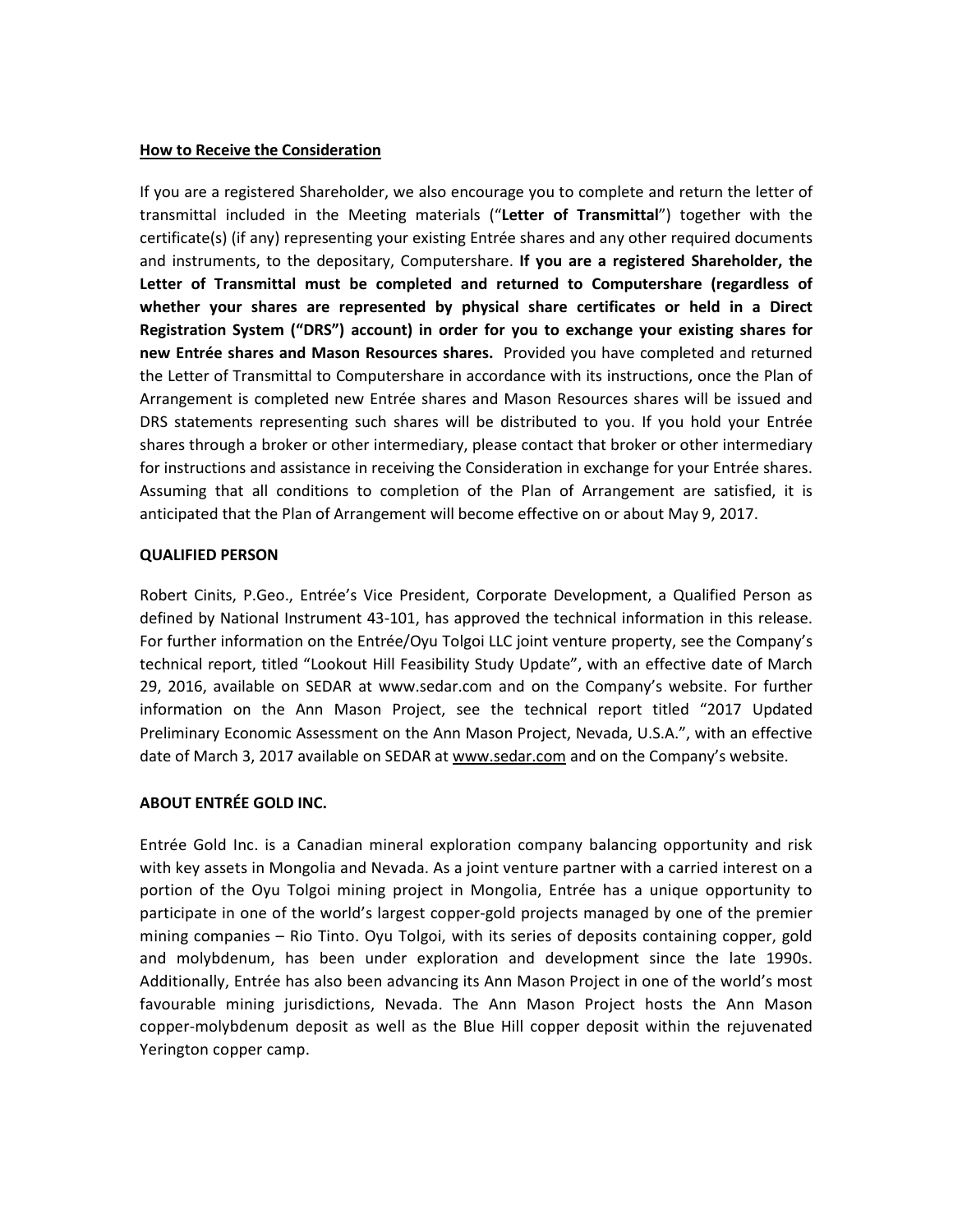## How to Receive the Consideration

If you are a registered Shareholder, we also encourage you to complete and return the letter of transmittal included in the Meeting materials ("**Letter of Transmittal**") together with the certificate(s) (if any) representing your existing Entrée shares and any other required documents and instruments, to the depositary, Computershare. **If you are a registered Shareholder, the Letter of Transmittal must be completed and returned to Computershare (regardless of whether your shares are represented by physical share certificates or held in a Direct Registration System ("DRS") account) in order for you to exchange your existing shares for new Entrée shares and Mason Resources shares.** Provided you have completed and returned the Letter of Transmittal to Computershare in accordance with its instructions, once the Plan of Arrangement is completed new Entrée shares and Mason Resources shares will be issued and DRS statements representing such shares will be distributed to you. If you hold your Entrée shares through a broker or other intermediary, please contact that broker or other intermediary for instructions and assistance in receiving the Consideration in exchange for your Entrée shares. Assuming that all conditions to completion of the Plan of Arrangement are satisfied, it is anticipated that the Plan of Arrangement will become effective on or about May 9, 2017.

## QUALIFIED PERSON

Robert Cinits, P.Geo., Entrée's Vice President, Corporate Development, a Qualified Person as defined by National Instrument 43-101, has approved the technical information in this release. For further information on the Entrée/Oyu Tolgoi LLC joint venture property, see the Company's technical report, titled "Lookout Hill Feasibility Study Update", with an effective date of March 29, 2016, available on SEDAR at www.sedar.com and on the Company's website. For further information on the Ann Mason Project, see the technical report titled "2017 Updated Preliminary Economic Assessment on the Ann Mason Project, Nevada, U.S.A.", with an effective date of March 3, 2017 available on SEDAR at www.sedar.com and on the Company's website.

## ABOUT ENTRÉE GOLD INC.

Entrée Gold Inc. is a Canadian mineral exploration company balancing opportunity and risk with key assets in Mongolia and Nevada. As a joint venture partner with a carried interest on a portion of the Oyu Tolgoi mining project in Mongolia, Entrée has a unique opportunity to participate in one of the world's largest copper-gold projects managed by one of the premier mining companies – Rio Tinto. Oyu Tolgoi, with its series of deposits containing copper, gold and molybdenum, has been under exploration and development since the late 1990s. Additionally, Entrée has also been advancing its Ann Mason Project in one of the world's most favourable mining jurisdictions, Nevada. The Ann Mason Project hosts the Ann Mason copper-molybdenum deposit as well as the Blue Hill copper deposit within the rejuvenated Yerington copper camp.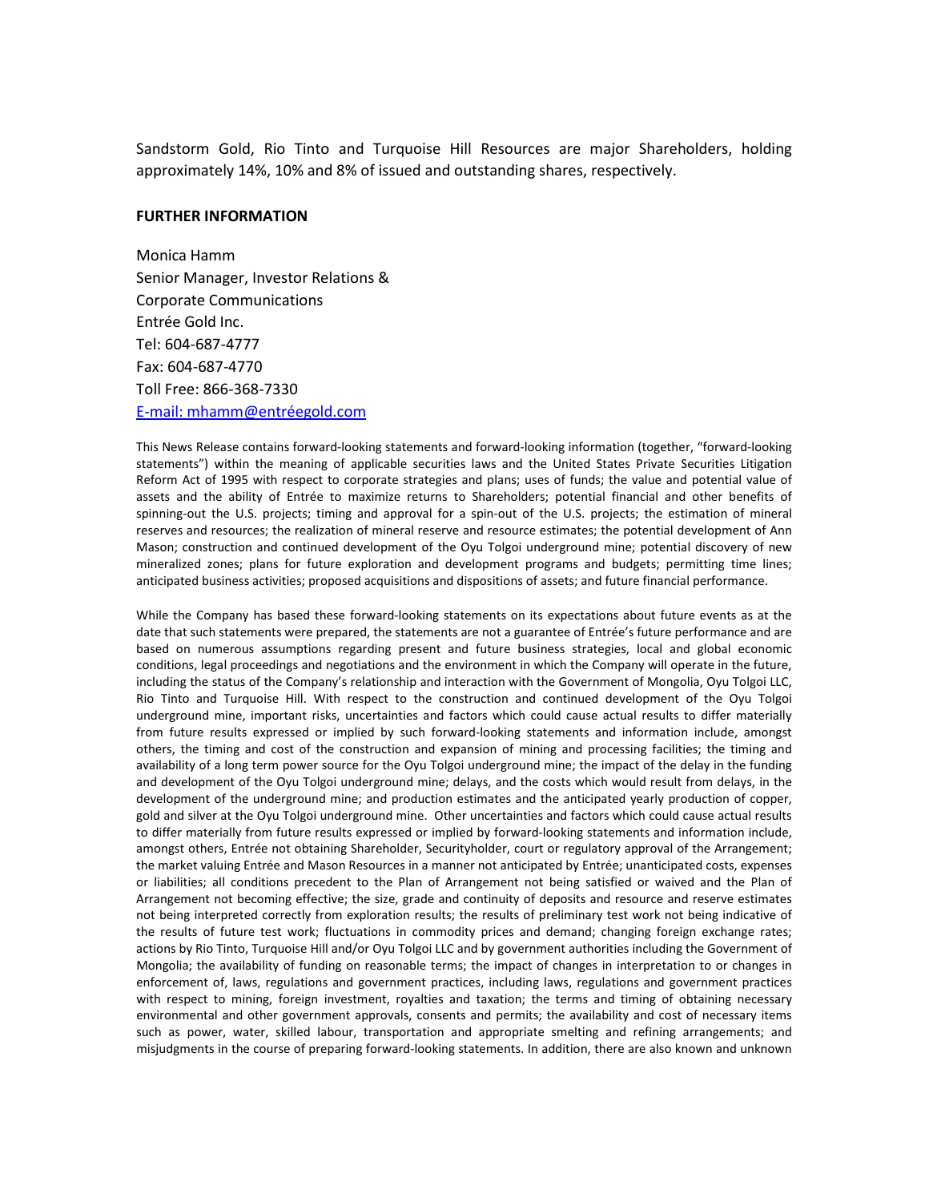Sandstorm Gold, Rio Tinto and Turquoise Hill Resources are major Shareholders, holding approximately 14%, 10% and 8% of issued and outstanding shares, respectively.

**FURTHER INFORMATION**

Monica Hamm  
Senior Manager, Investor Relations &  
Corporate Communications  
Entrée Gold Inc.  
Tel: 604-687-4777  
Fax: 604-687-4770  
Toll Free: 866-368-7330  
E-mail: mhamm@entréegold.com

This News Release contains forward-looking statements and forward-looking information (together, "forward-looking statements") within the meaning of applicable securities laws and the United States Private Securities Litigation Reform Act of 1995 with respect to corporate strategies and plans; uses of funds; the value and potential value of assets and the ability of Entrée to maximize returns to Shareholders; potential financial and other benefits of spinning-out the U.S. projects; timing and approval for a spin-out of the U.S. projects; the estimation of mineral reserves and resources; the realization of mineral reserve and resource estimates; the potential development of Ann Mason; construction and continued development of the Oyu Tolgoi underground mine; potential discovery of new mineralized zones; plans for future exploration and development programs and budgets; permitting time lines; anticipated business activities; proposed acquisitions and dispositions of assets; and future financial performance.

While the Company has based these forward-looking statements on its expectations about future events as at the date that such statements were prepared, the statements are not a guarantee of Entrée's future performance and are based on numerous assumptions regarding present and future business strategies, local and global economic conditions, legal proceedings and negotiations and the environment in which the Company will operate in the future, including the status of the Company's relationship and interaction with the Government of Mongolia, Oyu Tolgoi LLC, Rio Tinto and Turquoise Hill. With respect to the construction and continued development of the Oyu Tolgoi underground mine, important risks, uncertainties and factors which could cause actual results to differ materially from future results expressed or implied by such forward-looking statements and information include, amongst others, the timing and cost of the construction and expansion of mining and processing facilities; the timing and availability of a long term power source for the Oyu Tolgoi underground mine; the impact of the delay in the funding and development of the Oyu Tolgoi underground mine; delays, and the costs which would result from delays, in the development of the underground mine; and production estimates and the anticipated yearly production of copper, gold and silver at the Oyu Tolgoi underground mine. Other uncertainties and factors which could cause actual results to differ materially from future results expressed or implied by forward-looking statements and information include, amongst others, Entrée not obtaining Shareholder, Securityholder, court or regulatory approval of the Arrangement; the market valuing Entrée and Mason Resources in a manner not anticipated by Entrée; unanticipated costs, expenses or liabilities; all conditions precedent to the Plan of Arrangement not being satisfied or waived and the Plan of Arrangement not becoming effective; the size, grade and continuity of deposits and resource and reserve estimates not being interpreted correctly from exploration results; the results of preliminary test work not being indicative of the results of future test work; fluctuations in commodity prices and demand; changing foreign exchange rates; actions by Rio Tinto, Turquoise Hill and/or Oyu Tolgoi LLC and by government authorities including the Government of Mongolia; the availability of funding on reasonable terms; the impact of changes in interpretation to or changes in enforcement of, laws, regulations and government practices, including laws, regulations and government practices with respect to mining, foreign investment, royalties and taxation; the terms and timing of obtaining necessary environmental and other government approvals, consents and permits; the availability and cost of necessary items such as power, water, skilled labour, transportation and appropriate smelting and refining arrangements; and misjudgments in the course of preparing forward-looking statements. In addition, there are also known and unknown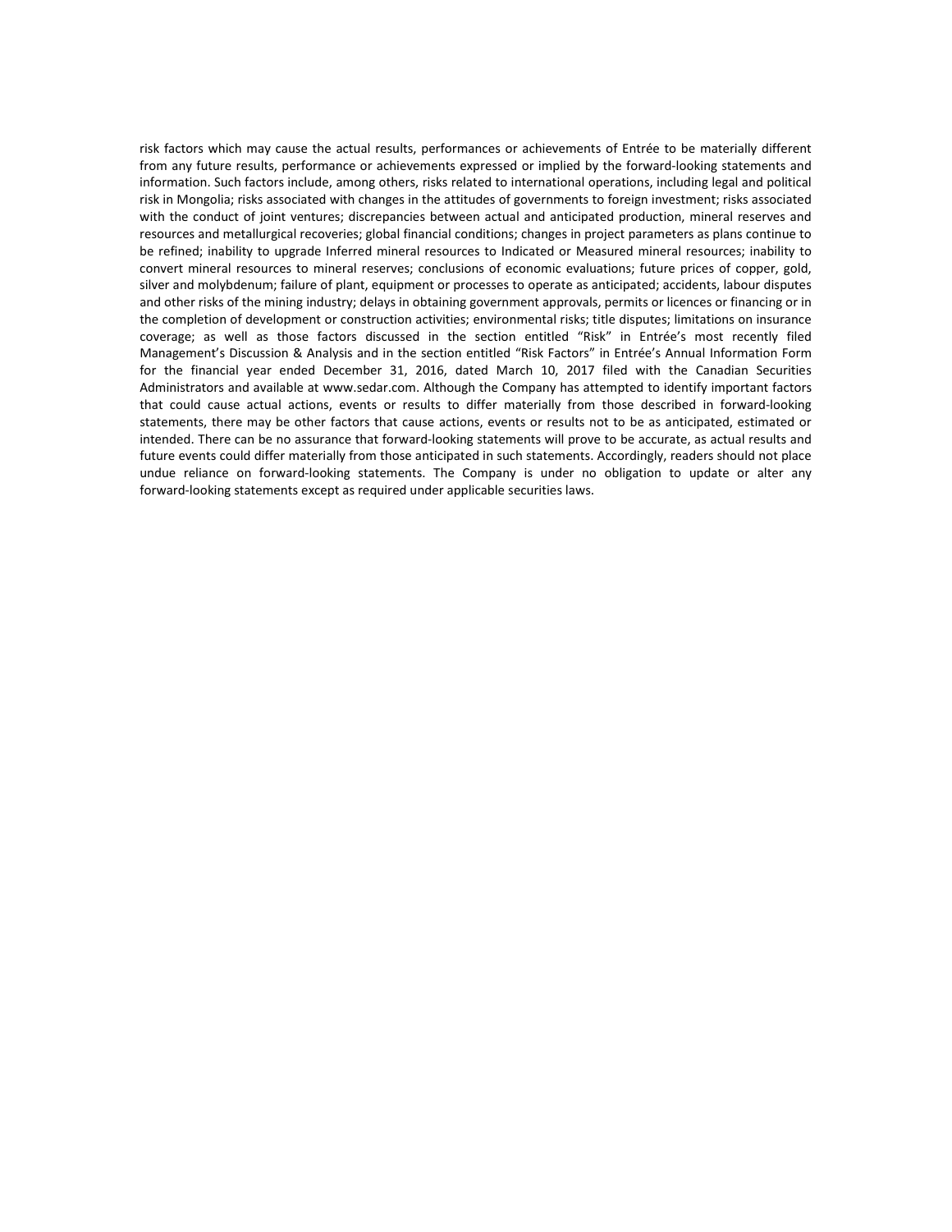risk factors which may cause the actual results, performances or achievements of Entrée to be materially different from any future results, performance or achievements expressed or implied by the forward-looking statements and information. Such factors include, among others, risks related to international operations, including legal and political risk in Mongolia; risks associated with changes in the attitudes of governments to foreign investment; risks associated with the conduct of joint ventures; discrepancies between actual and anticipated production, mineral reserves and resources and metallurgical recoveries; global financial conditions; changes in project parameters as plans continue to be refined; inability to upgrade Inferred mineral resources to Indicated or Measured mineral resources; inability to convert mineral resources to mineral reserves; conclusions of economic evaluations; future prices of copper, gold, silver and molybdenum; failure of plant, equipment or processes to operate as anticipated; accidents, labour disputes and other risks of the mining industry; delays in obtaining government approvals, permits or licences or financing or in the completion of development or construction activities; environmental risks; title disputes; limitations on insurance coverage; as well as those factors discussed in the section entitled "Risk" in Entrée's most recently filed Management's Discussion & Analysis and in the section entitled "Risk Factors" in Entrée's Annual Information Form for the financial year ended December 31, 2016, dated March 10, 2017 filed with the Canadian Securities Administrators and available at www.sedar.com. Although the Company has attempted to identify important factors that could cause actual actions, events or results to differ materially from those described in forward-looking statements, there may be other factors that cause actions, events or results not to be as anticipated, estimated or intended. There can be no assurance that forward-looking statements will prove to be accurate, as actual results and future events could differ materially from those anticipated in such statements. Accordingly, readers should not place undue reliance on forward-looking statements. The Company is under no obligation to update or alter any forward-looking statements except as required under applicable securities laws.